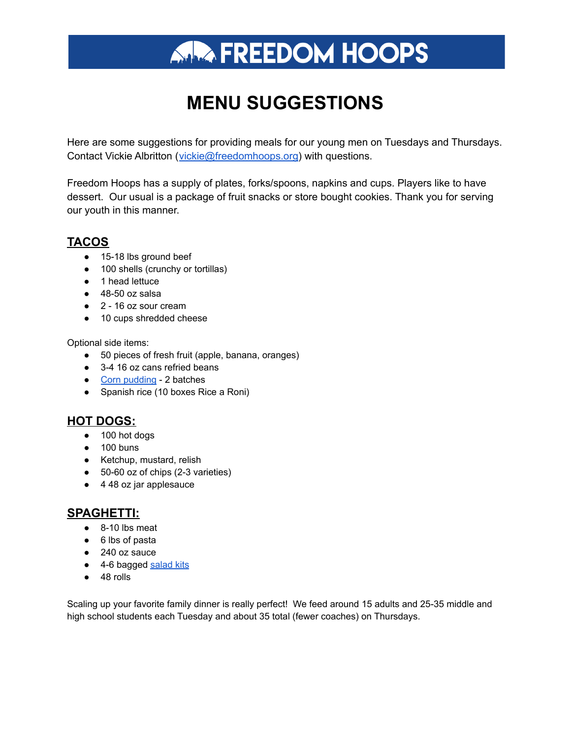# FREEDOM HOOPS

# MENU SUGGESTIONS

Here are some suggestions for providing meals for our young men on Tuesdays and Thursdays. Contact Vickie Albritton (vickie@freedomhoops.org) with questions.

Freedom Hoops has a supply of plates, forks/spoons, napkins and cups. Players like to have dessert. Our usual is a package of fruit snacks or store bought cookies. Thank you for serving our youth in this manner.

## TACOS

- 15-18 lbs ground beef
- 100 shells (crunchy or tortillas)
- 1 head lettuce
- 48-50 oz salsa
- 2 - 16 oz sour cream
- 10 cups shredded cheese

Optional side items:

- 50 pieces of fresh fruit (apple, banana, oranges)
- 3-4 16 oz cans refried beans
- Corn pudding - 2 batches
- Spanish rice (10 boxes Rice a Roni)

## HOT DOGS:

- 100 hot dogs
- 100 buns
- Ketchup, mustard, relish
- 50-60 oz of chips (2-3 varieties)
- 4 48 oz jar applesauce

## SPAGHETTI:

- 8-10 lbs meat
- 6 lbs of pasta
- 240 oz sauce
- 4-6 bagged salad kits
- 48 rolls

Scaling up your favorite family dinner is really perfect! We feed around 15 adults and 25-35 middle and high school students each Tuesday and about 35 total (fewer coaches) on Thursdays.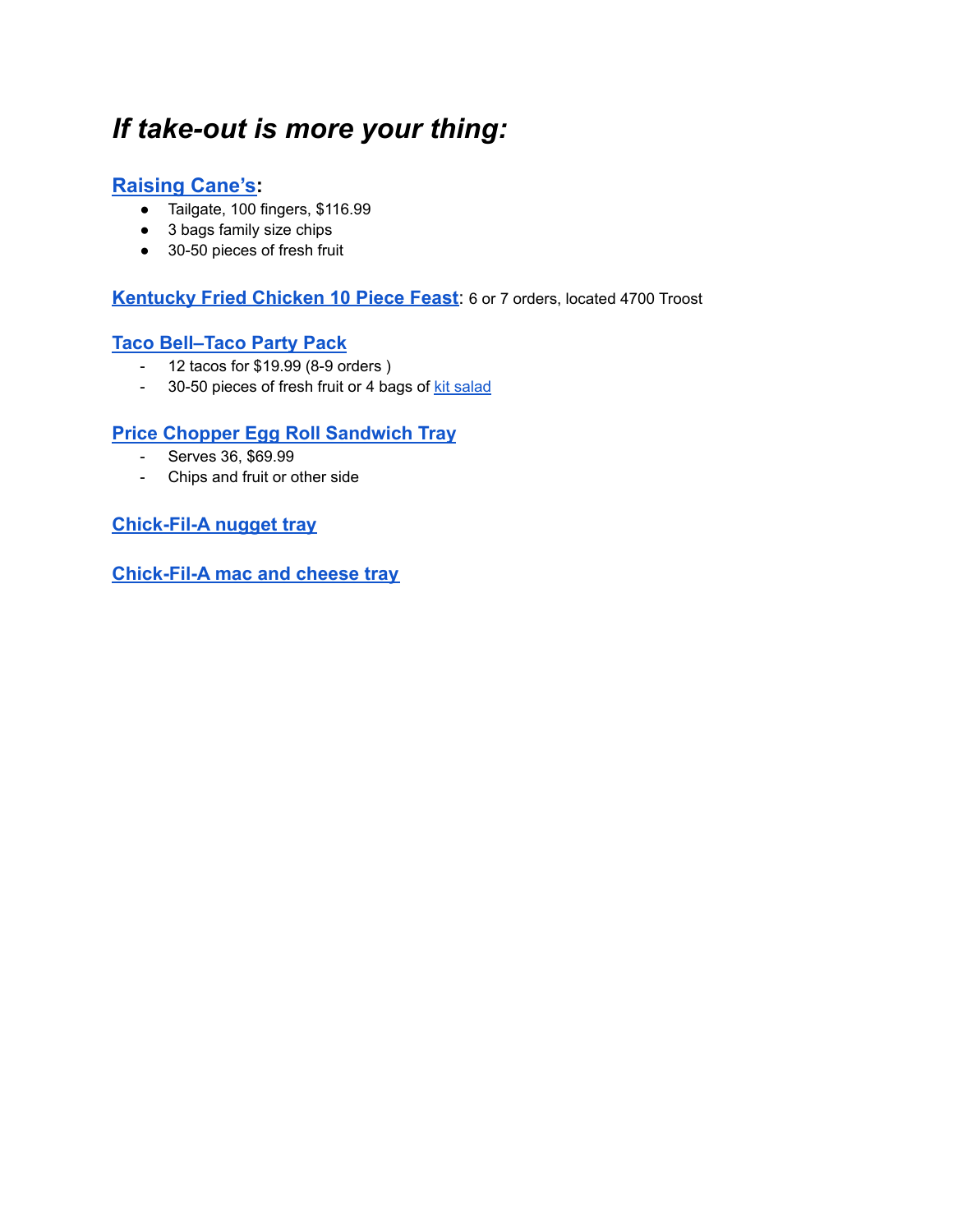## *If take-out is more your thing:*

### **Raising Cane's**:

- Tailgate, 100 fingers, $116.99
- 3 bags family size chips
- 30-50 pieces of fresh fruit

**Kentucky Fried Chicken 10 Piece Feast**: 6 or 7 orders, located 4700 Troost

### **Taco Bell–Taco Party Pack**

- 12 tacos for $19.99 (8-9 orders )
- 30-50 pieces of fresh fruit or 4 bags of kit salad

### **Price Chopper Egg Roll Sandwich Tray**

- Serves 36, $69.99
- Chips and fruit or other side

### **Chick-Fil-A nugget tray**

### **Chick-Fil-A mac and cheese tray**